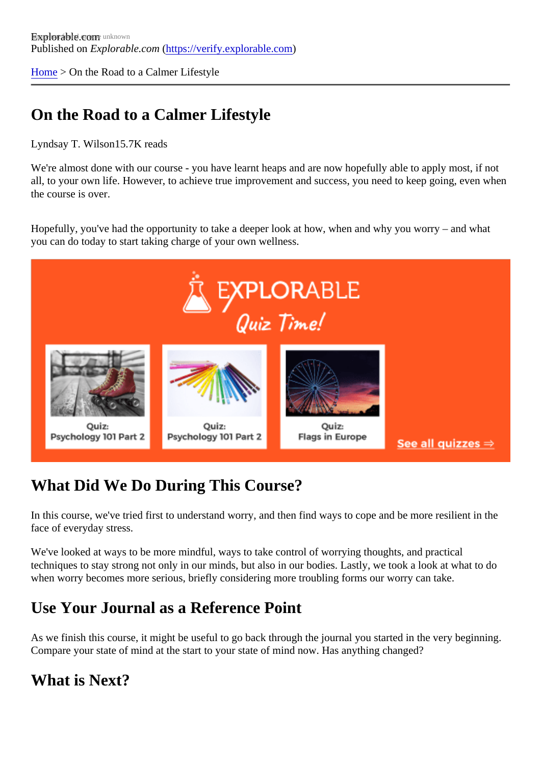Explorable.com
Published on *Explorable.com* (https://verify.explorable.com)

Home > On the Road to a Calmer Lifestyle

# On the Road to a Calmer Lifestyle

Lyndsay T. Wilson15.7K reads

We're almost done with our course - you have learnt heaps and are now hopefully able to apply most, if not all, to your own life. However, to achieve true improvement and success, you need to keep going, even when the course is over.

Hopefully, you've had the opportunity to take a deeper look at how, when and why you worry – and what you can do today to start taking charge of your own wellness.

## What Did We Do During This Course?

In this course, we've tried first to understand worry, and then find ways to cope and be more resilient in the face of everyday stress.

We've looked at ways to be more mindful, ways to take control of worrying thoughts, and practical techniques to stay strong not only in our minds, but also in our bodies. Lastly, we took a look at what to do when worry becomes more serious, briefly considering more troubling forms our worry can take.

## Use Your Journal as a Reference Point

As we finish this course, it might be useful to go back through the journal you started in the very beginning. Compare your state of mind at the start to your state of mind now. Has anything changed?

## What is Next?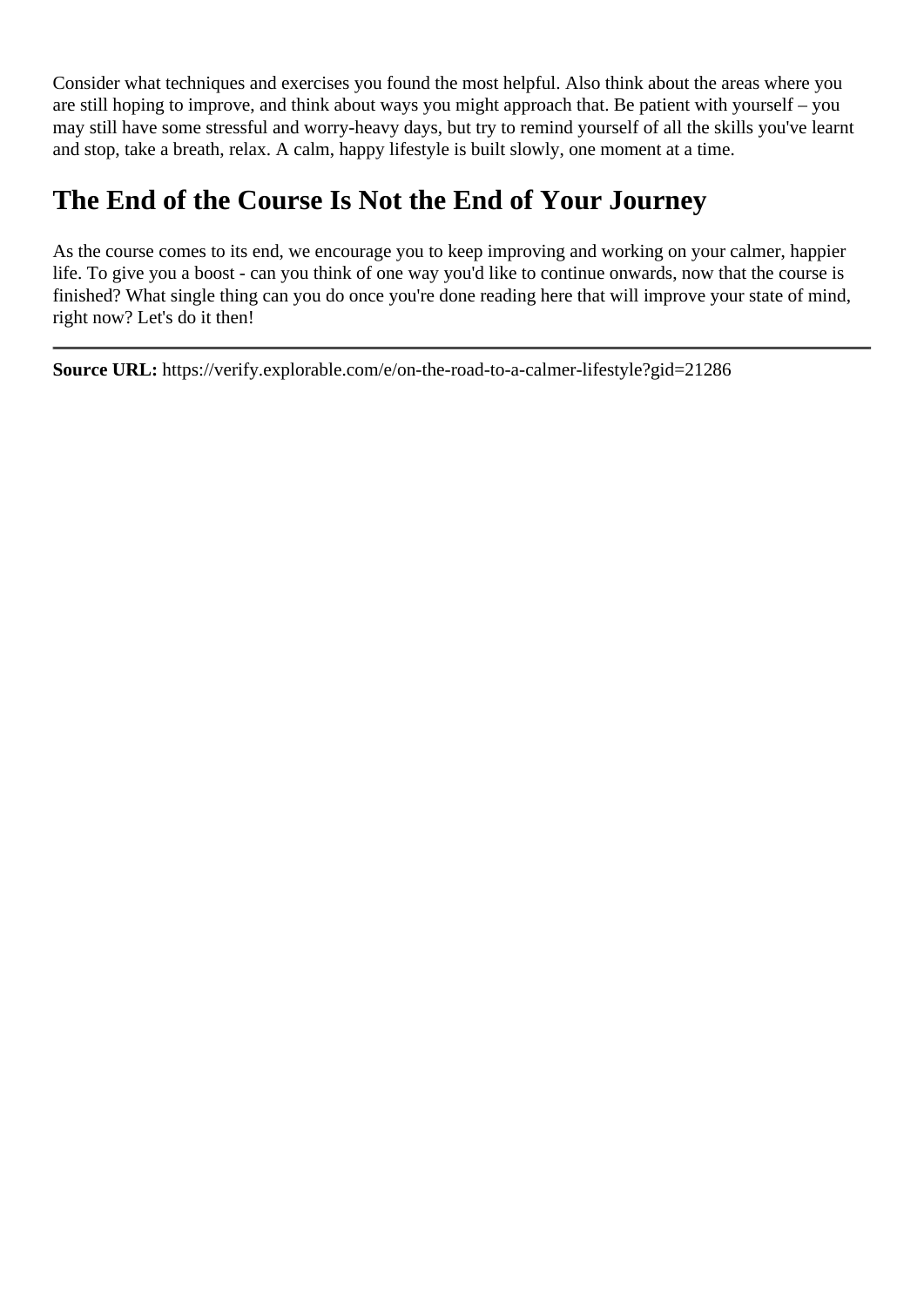Consider what techniques and exercises you found the most helpful. Also think about the areas where you are still hoping to improve, and think about ways you might approach that. Be patient with yourself – you may still have some stressful and worry-heavy days, but try to remind yourself of all the skills you've learnt and stop, take a breath, relax. A calm, happy lifestyle is built slowly, one moment at a time.

## The End of the Course Is Not the End of Your Journey

As the course comes to its end, we encourage you to keep improving and working on your calmer, happier life. To give you a boost - can you think of one way you'd like to continue onwards, now that the course is finished? What single thing can you do once you're done reading here that will improve your state of mind, right now? Let's do it then!

---

**Source URL:** https://verify.explorable.com/e/on-the-road-to-a-calmer-lifestyle?gid=21286